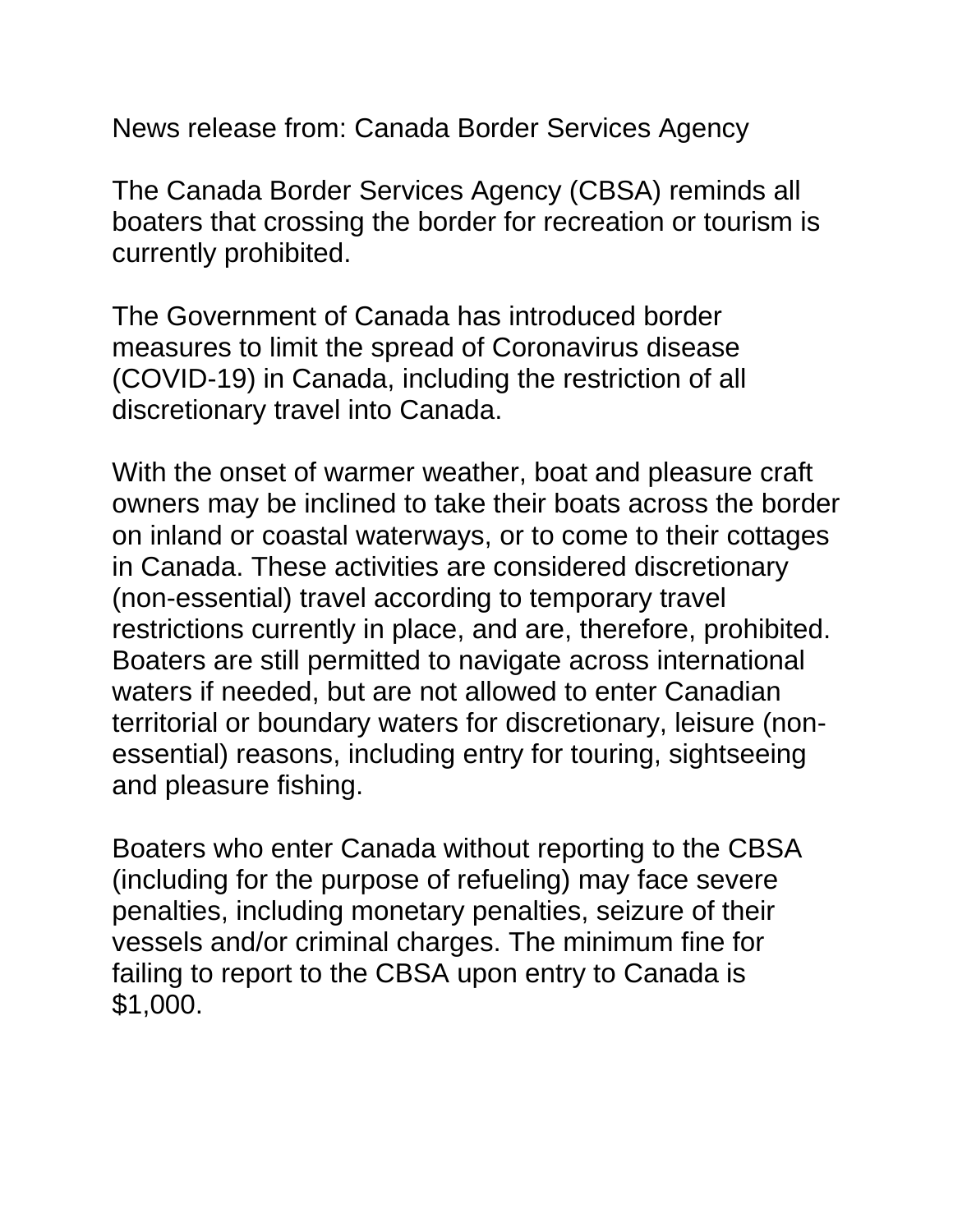News release from: Canada Border Services Agency

The Canada Border Services Agency (CBSA) reminds all boaters that crossing the border for recreation or tourism is currently prohibited.

The Government of Canada has introduced border measures to limit the spread of Coronavirus disease (COVID-19) in Canada, including the restriction of all discretionary travel into Canada.

With the onset of warmer weather, boat and pleasure craft owners may be inclined to take their boats across the border on inland or coastal waterways, or to come to their cottages in Canada. These activities are considered discretionary (non-essential) travel according to temporary travel restrictions currently in place, and are, therefore, prohibited. Boaters are still permitted to navigate across international waters if needed, but are not allowed to enter Canadian territorial or boundary waters for discretionary, leisure (non-essential) reasons, including entry for touring, sightseeing and pleasure fishing.

Boaters who enter Canada without reporting to the CBSA (including for the purpose of refueling) may face severe penalties, including monetary penalties, seizure of their vessels and/or criminal charges. The minimum fine for failing to report to the CBSA upon entry to Canada is $1,000.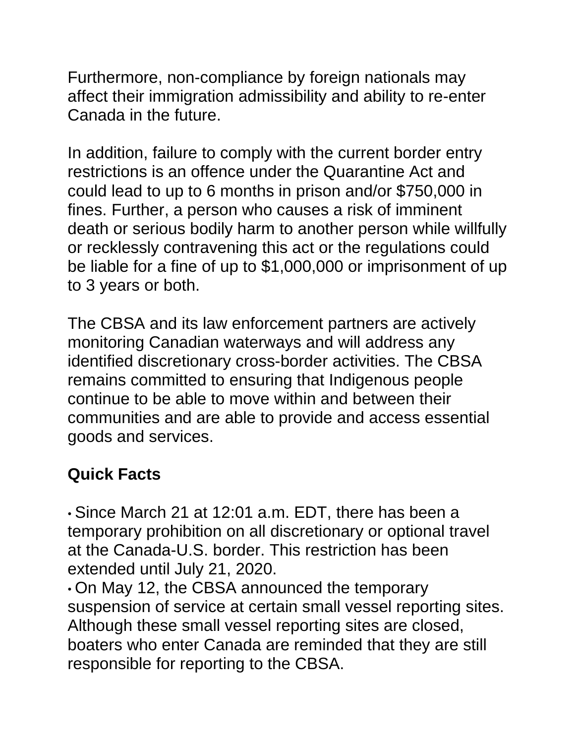Furthermore, non-compliance by foreign nationals may affect their immigration admissibility and ability to re-enter Canada in the future.

In addition, failure to comply with the current border entry restrictions is an offence under the Quarantine Act and could lead to up to 6 months in prison and/or $750,000 in fines. Further, a person who causes a risk of imminent death or serious bodily harm to another person while willfully or recklessly contravening this act or the regulations could be liable for a fine of up to $1,000,000 or imprisonment of up to 3 years or both.

The CBSA and its law enforcement partners are actively monitoring Canadian waterways and will address any identified discretionary cross-border activities. The CBSA remains committed to ensuring that Indigenous people continue to be able to move within and between their communities and are able to provide and access essential goods and services.

## Quick Facts

- Since March 21 at 12:01 a.m. EDT, there has been a temporary prohibition on all discretionary or optional travel at the Canada-U.S. border. This restriction has been extended until July 21, 2020.
- On May 12, the CBSA announced the temporary suspension of service at certain small vessel reporting sites. Although these small vessel reporting sites are closed, boaters who enter Canada are reminded that they are still responsible for reporting to the CBSA.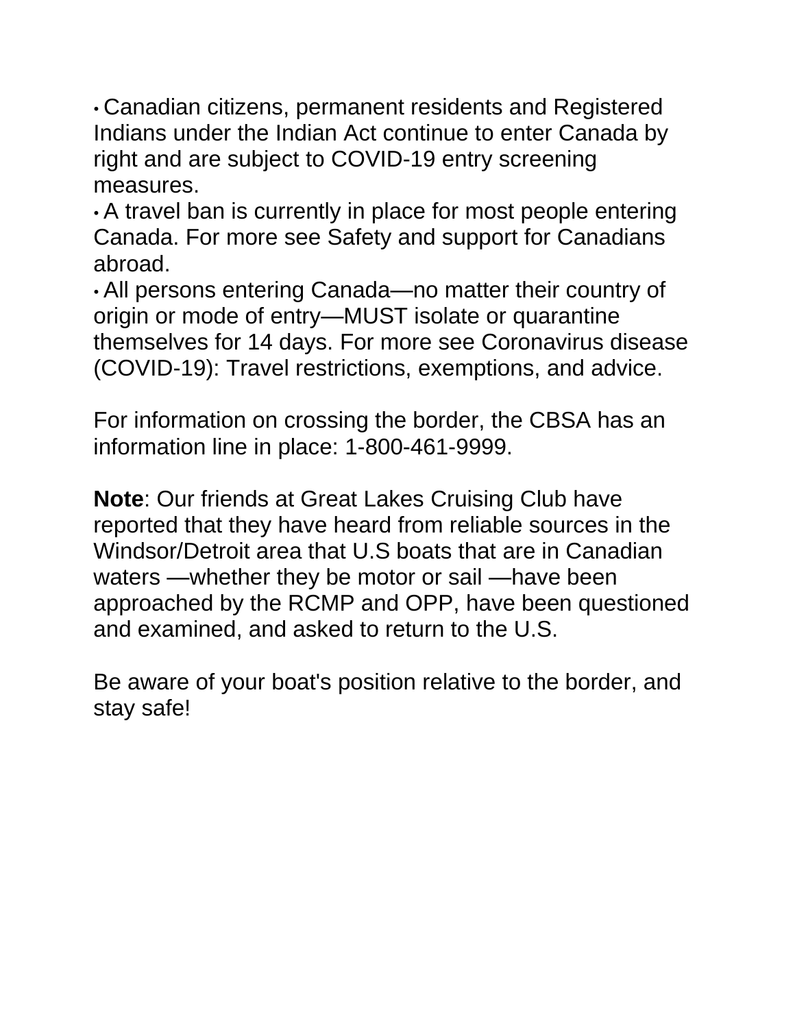- Canadian citizens, permanent residents and Registered Indians under the Indian Act continue to enter Canada by right and are subject to COVID-19 entry screening measures.
- A travel ban is currently in place for most people entering Canada. For more see Safety and support for Canadians abroad.
- All persons entering Canada—no matter their country of origin or mode of entry—MUST isolate or quarantine themselves for 14 days. For more see Coronavirus disease (COVID-19): Travel restrictions, exemptions, and advice.

For information on crossing the border, the CBSA has an information line in place: 1-800-461-9999.

**Note**: Our friends at Great Lakes Cruising Club have reported that they have heard from reliable sources in the Windsor/Detroit area that U.S boats that are in Canadian waters —whether they be motor or sail —have been approached by the RCMP and OPP, have been questioned and examined, and asked to return to the U.S.

Be aware of your boat's position relative to the border, and stay safe!